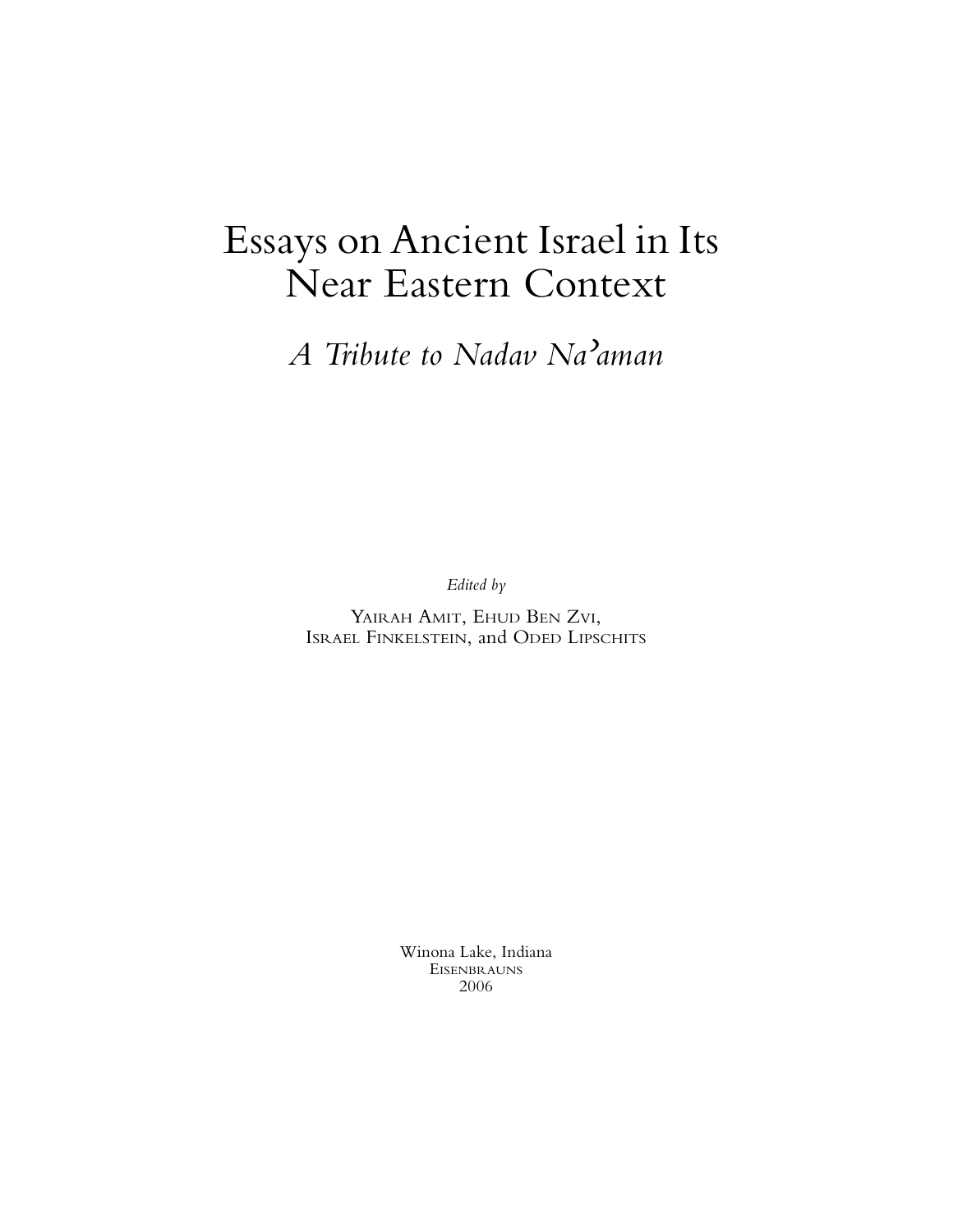# Essays on Ancient Israel in Its Near Eastern Context

## *A Tribute to Nadav Na'aman*

*Edited by*

Yairah Amit, Ehud Ben Zvi,
Israel Finkelstein, and Oded Lipschits

Winona Lake, Indiana
Eisenbrauns
2006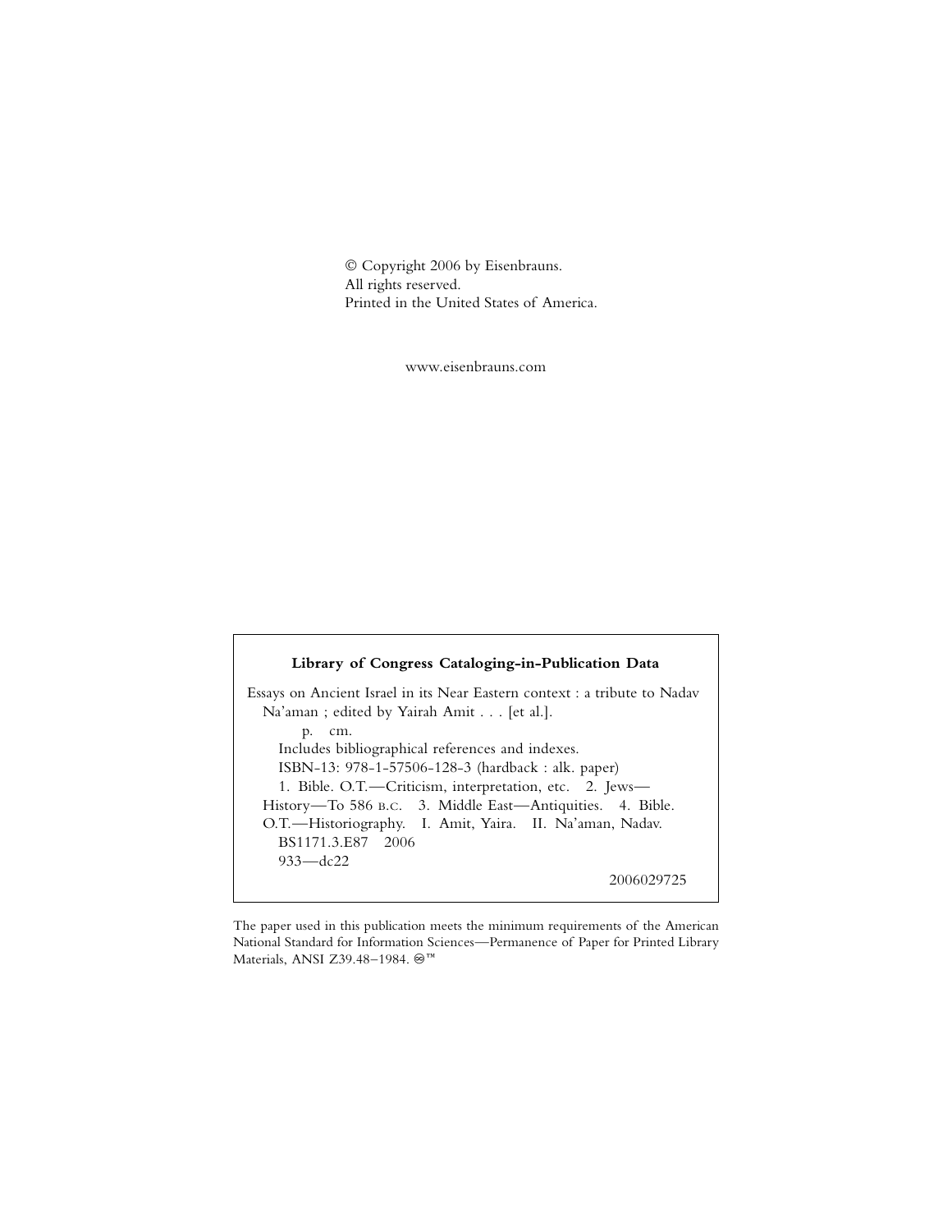© Copyright 2006 by Eisenbrauns.
All rights reserved.
Printed in the United States of America.

www.eisenbrauns.com

**Library of Congress Cataloging-in-Publication Data**

Essays on Ancient Israel in its Near Eastern context : a tribute to Nadav Na'aman ; edited by Yairah Amit . . . [et al.].

p. cm.

Includes bibliographical references and indexes.

ISBN-13: 978-1-57506-128-3 (hardback : alk. paper)

1. Bible. O.T.—Criticism, interpretation, etc. 2. Jews—History—To 586 B.C. 3. Middle East—Antiquities. 4. Bible. O.T.—Historiography. I. Amit, Yaira. II. Na'aman, Nadav.

BS1171.3.E87 2006

933—dc22

2006029725

The paper used in this publication meets the minimum requirements of the American National Standard for Information Sciences—Permanence of Paper for Printed Library Materials, ANSI Z39.48–1984. ♾™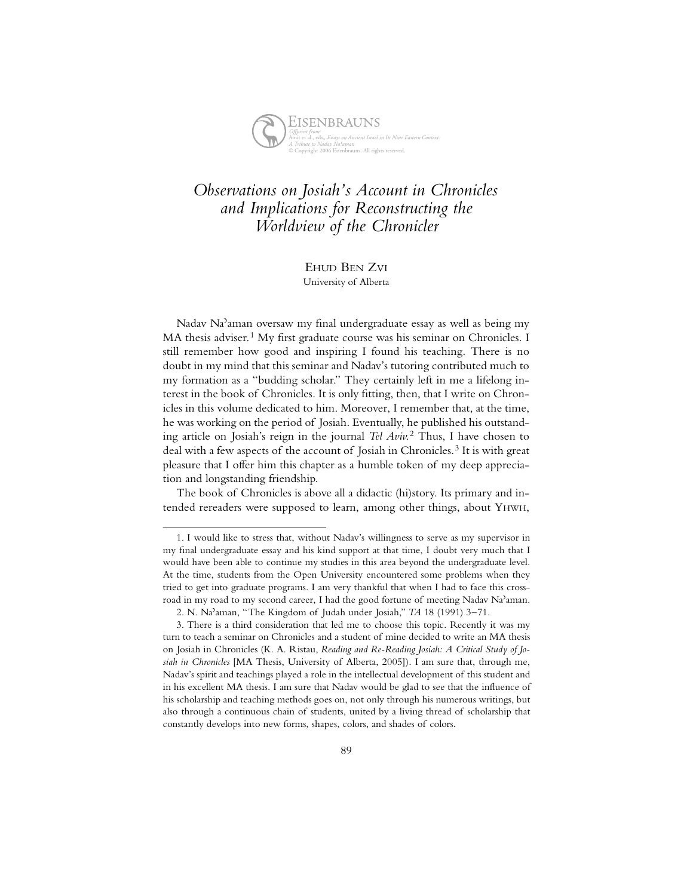Eisenbrauns
*Offprint from:*
Amit et al., eds., *Essays on Ancient Israel in Its Near Eastern Context: A Tribute to Nadav Na'aman*
© Copyright 2006 Eisenbrauns. All rights reserved.

# *Observations on Josiah's Account in Chronicles and Implications for Reconstructing the Worldview of the Chronicler*

Ehud Ben Zvi
University of Alberta

Nadav Na'aman oversaw my final undergraduate essay as well as being my MA thesis adviser.[1] My first graduate course was his seminar on Chronicles. I still remember how good and inspiring I found his teaching. There is no doubt in my mind that this seminar and Nadav's tutoring contributed much to my formation as a "budding scholar." They certainly left in me a lifelong interest in the book of Chronicles. It is only fitting, then, that I write on Chronicles in this volume dedicated to him. Moreover, I remember that, at the time, he was working on the period of Josiah. Eventually, he published his outstanding article on Josiah's reign in the journal *Tel Aviv*.[2] Thus, I have chosen to deal with a few aspects of the account of Josiah in Chronicles.[3] It is with great pleasure that I offer him this chapter as a humble token of my deep appreciation and longstanding friendship.

The book of Chronicles is above all a didactic (hi)story. Its primary and intended rereaders were supposed to learn, among other things, about Yhwh,

---

1. I would like to stress that, without Nadav's willingness to serve as my supervisor in my final undergraduate essay and his kind support at that time, I doubt very much that I would have been able to continue my studies in this area beyond the undergraduate level. At the time, students from the Open University encountered some problems when they tried to get into graduate programs. I am very thankful that when I had to face this crossroad in my road to my second career, I had the good fortune of meeting Nadav Na'aman.

2. N. Na'aman, "The Kingdom of Judah under Josiah," *TA* 18 (1991) 3–71.

3. There is a third consideration that led me to choose this topic. Recently it was my turn to teach a seminar on Chronicles and a student of mine decided to write an MA thesis on Josiah in Chronicles (K. A. Ristau, *Reading and Re-Reading Josiah: A Critical Study of Josiah in Chronicles* [MA Thesis, University of Alberta, 2005]). I am sure that, through me, Nadav's spirit and teachings played a role in the intellectual development of this student and in his excellent MA thesis. I am sure that Nadav would be glad to see that the influence of his scholarship and teaching methods goes on, not only through his numerous writings, but also through a continuous chain of students, united by a living thread of scholarship that constantly develops into new forms, shapes, colors, and shades of colors.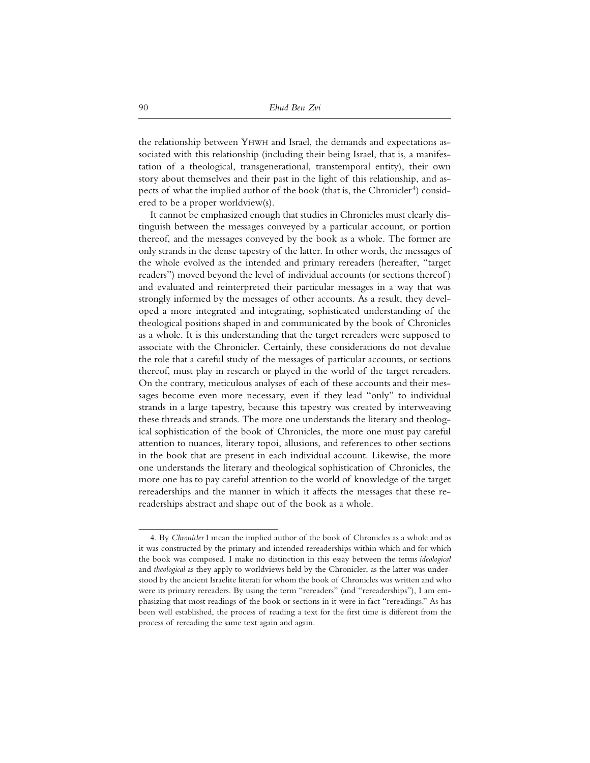the relationship between YHWH and Israel, the demands and expectations associated with this relationship (including their being Israel, that is, a manifestation of a theological, transgenerational, transtemporal entity), their own story about themselves and their past in the light of this relationship, and aspects of what the implied author of the book (that is, the Chronicler[4]) considered to be a proper worldview(s).

It cannot be emphasized enough that studies in Chronicles must clearly distinguish between the messages conveyed by a particular account, or portion thereof, and the messages conveyed by the book as a whole. The former are only strands in the dense tapestry of the latter. In other words, the messages of the whole evolved as the intended and primary rereaders (hereafter, "target readers") moved beyond the level of individual accounts (or sections thereof) and evaluated and reinterpreted their particular messages in a way that was strongly informed by the messages of other accounts. As a result, they developed a more integrated and integrating, sophisticated understanding of the theological positions shaped in and communicated by the book of Chronicles as a whole. It is this understanding that the target rereaders were supposed to associate with the Chronicler. Certainly, these considerations do not devalue the role that a careful study of the messages of particular accounts, or sections thereof, must play in research or played in the world of the target rereaders. On the contrary, meticulous analyses of each of these accounts and their messages become even more necessary, even if they lead "only" to individual strands in a large tapestry, because this tapestry was created by interweaving these threads and strands. The more one understands the literary and theological sophistication of the book of Chronicles, the more one must pay careful attention to nuances, literary topoi, allusions, and references to other sections in the book that are present in each individual account. Likewise, the more one understands the literary and theological sophistication of Chronicles, the more one has to pay careful attention to the world of knowledge of the target rereaderships and the manner in which it affects the messages that these rereaderships abstract and shape out of the book as a whole.

---

4. By *Chronicler* I mean the implied author of the book of Chronicles as a whole and as it was constructed by the primary and intended rereaderships within which and for which the book was composed. I make no distinction in this essay between the terms *ideological* and *theological* as they apply to worldviews held by the Chronicler, as the latter was understood by the ancient Israelite literati for whom the book of Chronicles was written and who were its primary rereaders. By using the term "rereaders" (and "rereaderships"), I am emphasizing that most readings of the book or sections in it were in fact "rereadings." As has been well established, the process of reading a text for the first time is different from the process of rereading the same text again and again.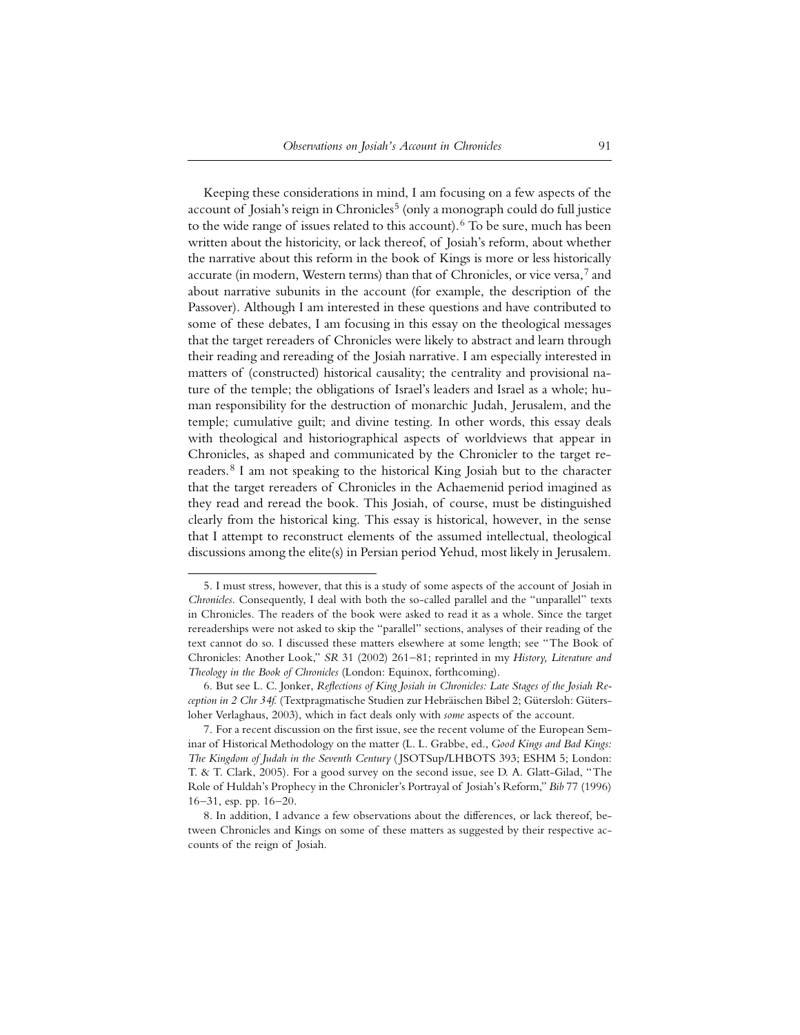Keeping these considerations in mind, I am focusing on a few aspects of the account of Josiah's reign in Chronicles[5] (only a monograph could do full justice to the wide range of issues related to this account).[6] To be sure, much has been written about the historicity, or lack thereof, of Josiah's reform, about whether the narrative about this reform in the book of Kings is more or less historically accurate (in modern, Western terms) than that of Chronicles, or vice versa,[7] and about narrative subunits in the account (for example, the description of the Passover). Although I am interested in these questions and have contributed to some of these debates, I am focusing in this essay on the theological messages that the target rereaders of Chronicles were likely to abstract and learn through their reading and rereading of the Josiah narrative. I am especially interested in matters of (constructed) historical causality; the centrality and provisional nature of the temple; the obligations of Israel's leaders and Israel as a whole; human responsibility for the destruction of monarchic Judah, Jerusalem, and the temple; cumulative guilt; and divine testing. In other words, this essay deals with theological and historiographical aspects of worldviews that appear in Chronicles, as shaped and communicated by the Chronicler to the target rereaders.[8] I am not speaking to the historical King Josiah but to the character that the target rereaders of Chronicles in the Achaemenid period imagined as they read and reread the book. This Josiah, of course, must be distinguished clearly from the historical king. This essay is historical, however, in the sense that I attempt to reconstruct elements of the assumed intellectual, theological discussions among the elite(s) in Persian period Yehud, most likely in Jerusalem.

---

5. I must stress, however, that this is a study of some aspects of the account of Josiah in *Chronicles*. Consequently, I deal with both the so-called parallel and the "unparallel" texts in Chronicles. The readers of the book were asked to read it as a whole. Since the target rereaderships were not asked to skip the "parallel" sections, analyses of their reading of the text cannot do so. I discussed these matters elsewhere at some length; see "The Book of Chronicles: Another Look," *SR* 31 (2002) 261–81; reprinted in my *History, Literature and Theology in the Book of Chronicles* (London: Equinox, forthcoming).

6. But see L. C. Jonker, *Reflections of King Josiah in Chronicles: Late Stages of the Josiah Reception in 2 Chr 34f.* (Textpragmatische Studien zur Hebräischen Bibel 2; Gütersloh: Gütersloher Verlaghaus, 2003), which in fact deals only with *some* aspects of the account.

7. For a recent discussion on the first issue, see the recent volume of the European Seminar of Historical Methodology on the matter (L. L. Grabbe, ed., *Good Kings and Bad Kings: The Kingdom of Judah in the Seventh Century* (JSOTSup/LHBOTS 393; ESHM 5; London: T. & T. Clark, 2005). For a good survey on the second issue, see D. A. Glatt-Gilad, "The Role of Huldah's Prophecy in the Chronicler's Portrayal of Josiah's Reform," *Bib* 77 (1996) 16–31, esp. pp. 16–20.

8. In addition, I advance a few observations about the differences, or lack thereof, between Chronicles and Kings on some of these matters as suggested by their respective accounts of the reign of Josiah.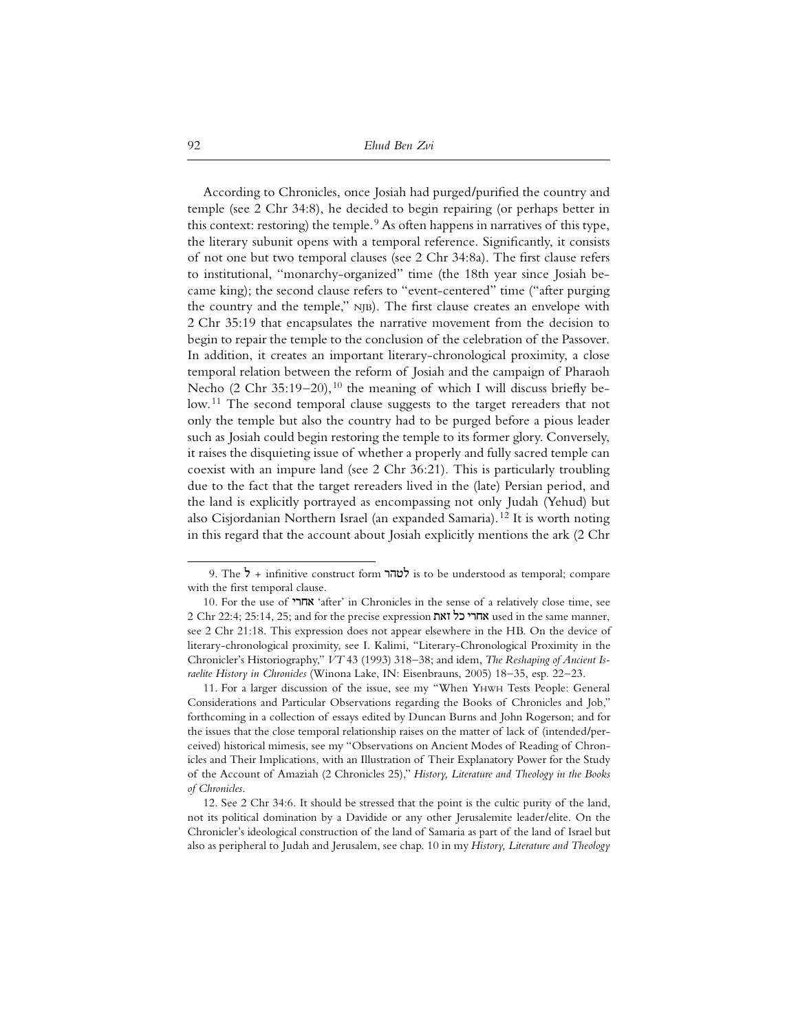According to Chronicles, once Josiah had purged/purified the country and temple (see 2 Chr 34:8), he decided to begin repairing (or perhaps better in this context: restoring) the temple.[9] As often happens in narratives of this type, the literary subunit opens with a temporal reference. Significantly, it consists of not one but two temporal clauses (see 2 Chr 34:8a). The first clause refers to institutional, "monarchy-organized" time (the 18th year since Josiah became king); the second clause refers to "event-centered" time ("after purging the country and the temple," NJB). The first clause creates an envelope with 2 Chr 35:19 that encapsulates the narrative movement from the decision to begin to repair the temple to the conclusion of the celebration of the Passover. In addition, it creates an important literary-chronological proximity, a close temporal relation between the reform of Josiah and the campaign of Pharaoh Necho (2 Chr 35:19–20),[10] the meaning of which I will discuss briefly below.[11] The second temporal clause suggests to the target rereaders that not only the temple but also the country had to be purged before a pious leader such as Josiah could begin restoring the temple to its former glory. Conversely, it raises the disquieting issue of whether a properly and fully sacred temple can coexist with an impure land (see 2 Chr 36:21). This is particularly troubling due to the fact that the target rereaders lived in the (late) Persian period, and the land is explicitly portrayed as encompassing not only Judah (Yehud) but also Cisjordanian Northern Israel (an expanded Samaria).[12] It is worth noting in this regard that the account about Josiah explicitly mentions the ark (2 Chr

---

9. The ל + infinitive construct form לטהר is to be understood as temporal; compare with the first temporal clause.

10. For the use of אחרי 'after' in Chronicles in the sense of a relatively close time, see 2 Chr 22:4; 25:14, 25; and for the precise expression אחרי כל זאת used in the same manner, see 2 Chr 21:18. This expression does not appear elsewhere in the HB. On the device of literary-chronological proximity, see I. Kalimi, "Literary-Chronological Proximity in the Chronicler's Historiography," *VT* 43 (1993) 318–38; and idem, *The Reshaping of Ancient Israelite History in Chronicles* (Winona Lake, IN: Eisenbrauns, 2005) 18–35, esp. 22–23.

11. For a larger discussion of the issue, see my "When YHWH Tests People: General Considerations and Particular Observations regarding the Books of Chronicles and Job," forthcoming in a collection of essays edited by Duncan Burns and John Rogerson; and for the issues that the close temporal relationship raises on the matter of lack of (intended/perceived) historical mimesis, see my "Observations on Ancient Modes of Reading of Chronicles and Their Implications, with an Illustration of Their Explanatory Power for the Study of the Account of Amaziah (2 Chronicles 25)," *History, Literature and Theology in the Books of Chronicles*.

12. See 2 Chr 34:6. It should be stressed that the point is the cultic purity of the land, not its political domination by a Davidide or any other Jerusalemite leader/elite. On the Chronicler's ideological construction of the land of Samaria as part of the land of Israel but also as peripheral to Judah and Jerusalem, see chap. 10 in my *History, Literature and Theology*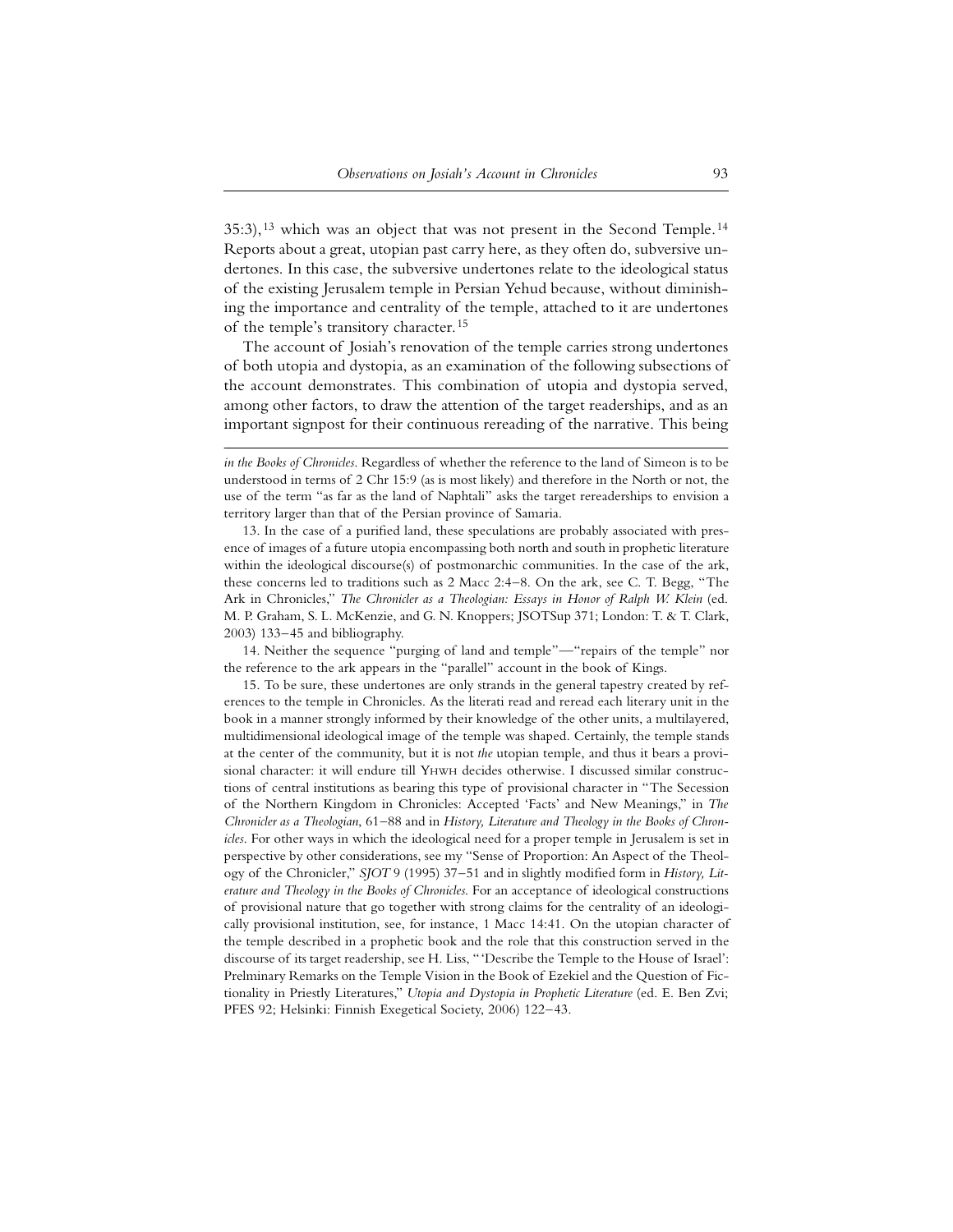35:3),[13] which was an object that was not present in the Second Temple.[14] Reports about a great, utopian past carry here, as they often do, subversive undertones. In this case, the subversive undertones relate to the ideological status of the existing Jerusalem temple in Persian Yehud because, without diminishing the importance and centrality of the temple, attached to it are undertones of the temple's transitory character.[15]

The account of Josiah's renovation of the temple carries strong undertones of both utopia and dystopia, as an examination of the following subsections of the account demonstrates. This combination of utopia and dystopia served, among other factors, to draw the attention of the target readerships, and as an important signpost for their continuous rereading of the narrative. This being

---

*in the Books of Chronicles*. Regardless of whether the reference to the land of Simeon is to be understood in terms of 2 Chr 15:9 (as is most likely) and therefore in the North or not, the use of the term "as far as the land of Naphtali" asks the target rereaderships to envision a territory larger than that of the Persian province of Samaria.

13. In the case of a purified land, these speculations are probably associated with presence of images of a future utopia encompassing both north and south in prophetic literature within the ideological discourse(s) of postmonarchic communities. In the case of the ark, these concerns led to traditions such as 2 Macc 2:4–8. On the ark, see C. T. Begg, "The Ark in Chronicles," *The Chronicler as a Theologian: Essays in Honor of Ralph W. Klein* (ed. M. P. Graham, S. L. McKenzie, and G. N. Knoppers; JSOTSup 371; London: T. & T. Clark, 2003) 133–45 and bibliography.

14. Neither the sequence "purging of land and temple"—"repairs of the temple" nor the reference to the ark appears in the "parallel" account in the book of Kings.

15. To be sure, these undertones are only strands in the general tapestry created by references to the temple in Chronicles. As the literati read and reread each literary unit in the book in a manner strongly informed by their knowledge of the other units, a multilayered, multidimensional ideological image of the temple was shaped. Certainly, the temple stands at the center of the community, but it is not *the* utopian temple, and thus it bears a provisional character: it will endure till YHWH decides otherwise. I discussed similar constructions of central institutions as bearing this type of provisional character in "The Secession of the Northern Kingdom in Chronicles: Accepted 'Facts' and New Meanings," in *The Chronicler as a Theologian*, 61–88 and in *History, Literature and Theology in the Books of Chronicles*. For other ways in which the ideological need for a proper temple in Jerusalem is set in perspective by other considerations, see my "Sense of Proportion: An Aspect of the Theology of the Chronicler," *SJOT* 9 (1995) 37–51 and in slightly modified form in *History, Literature and Theology in the Books of Chronicles*. For an acceptance of ideological constructions of provisional nature that go together with strong claims for the centrality of an ideologically provisional institution, see, for instance, 1 Macc 14:41. On the utopian character of the temple described in a prophetic book and the role that this construction served in the discourse of its target readership, see H. Liss, "'Describe the Temple to the House of Israel': Prelminary Remarks on the Temple Vision in the Book of Ezekiel and the Question of Fictionality in Priestly Literatures," *Utopia and Dystopia in Prophetic Literature* (ed. E. Ben Zvi; PFES 92; Helsinki: Finnish Exegetical Society, 2006) 122–43.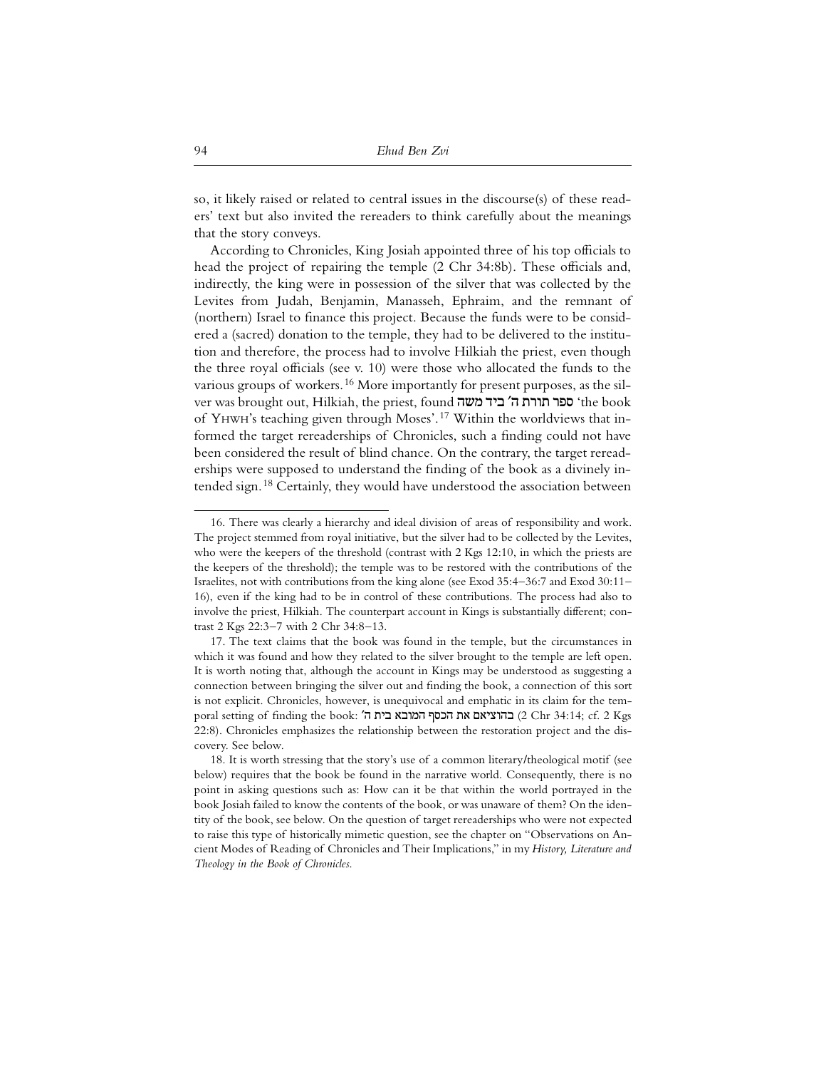so, it likely raised or related to central issues in the discourse(s) of these readers' text but also invited the rereaders to think carefully about the meanings that the story conveys.

According to Chronicles, King Josiah appointed three of his top officials to head the project of repairing the temple (2 Chr 34:8b). These officials and, indirectly, the king were in possession of the silver that was collected by the Levites from Judah, Benjamin, Manasseh, Ephraim, and the remnant of (northern) Israel to finance this project. Because the funds were to be considered a (sacred) donation to the temple, they had to be delivered to the institution and therefore, the process had to involve Hilkiah the priest, even though the three royal officials (see v. 10) were those who allocated the funds to the various groups of workers.[16] More importantly for present purposes, as the silver was brought out, Hilkiah, the priest, found ספר תורת ה׳ ביד משה 'the book of YHWH's teaching given through Moses'.[17] Within the worldviews that informed the target rereaderships of Chronicles, such a finding could not have been considered the result of blind chance. On the contrary, the target rereaderships were supposed to understand the finding of the book as a divinely intended sign.[18] Certainly, they would have understood the association between

---

16. There was clearly a hierarchy and ideal division of areas of responsibility and work. The project stemmed from royal initiative, but the silver had to be collected by the Levites, who were the keepers of the threshold (contrast with 2 Kgs 12:10, in which the priests are the keepers of the threshold); the temple was to be restored with the contributions of the Israelites, not with contributions from the king alone (see Exod 35:4–36:7 and Exod 30:11–16), even if the king had to be in control of these contributions. The process had also to involve the priest, Hilkiah. The counterpart account in Kings is substantially different; contrast 2 Kgs 22:3–7 with 2 Chr 34:8–13.

17. The text claims that the book was found in the temple, but the circumstances in which it was found and how they related to the silver brought to the temple are left open. It is worth noting that, although the account in Kings may be understood as suggesting a connection between bringing the silver out and finding the book, a connection of this sort is not explicit. Chronicles, however, is unequivocal and emphatic in its claim for the temporal setting of finding the book: בהוציאם את הכסף המובא בית ה׳ (2 Chr 34:14; cf. 2 Kgs 22:8). Chronicles emphasizes the relationship between the restoration project and the discovery. See below.

18. It is worth stressing that the story's use of a common literary/theological motif (see below) requires that the book be found in the narrative world. Consequently, there is no point in asking questions such as: How can it be that within the world portrayed in the book Josiah failed to know the contents of the book, or was unaware of them? On the identity of the book, see below. On the question of target rereaderships who were not expected to raise this type of historically mimetic question, see the chapter on "Observations on Ancient Modes of Reading of Chronicles and Their Implications," in my *History, Literature and Theology in the Book of Chronicles*.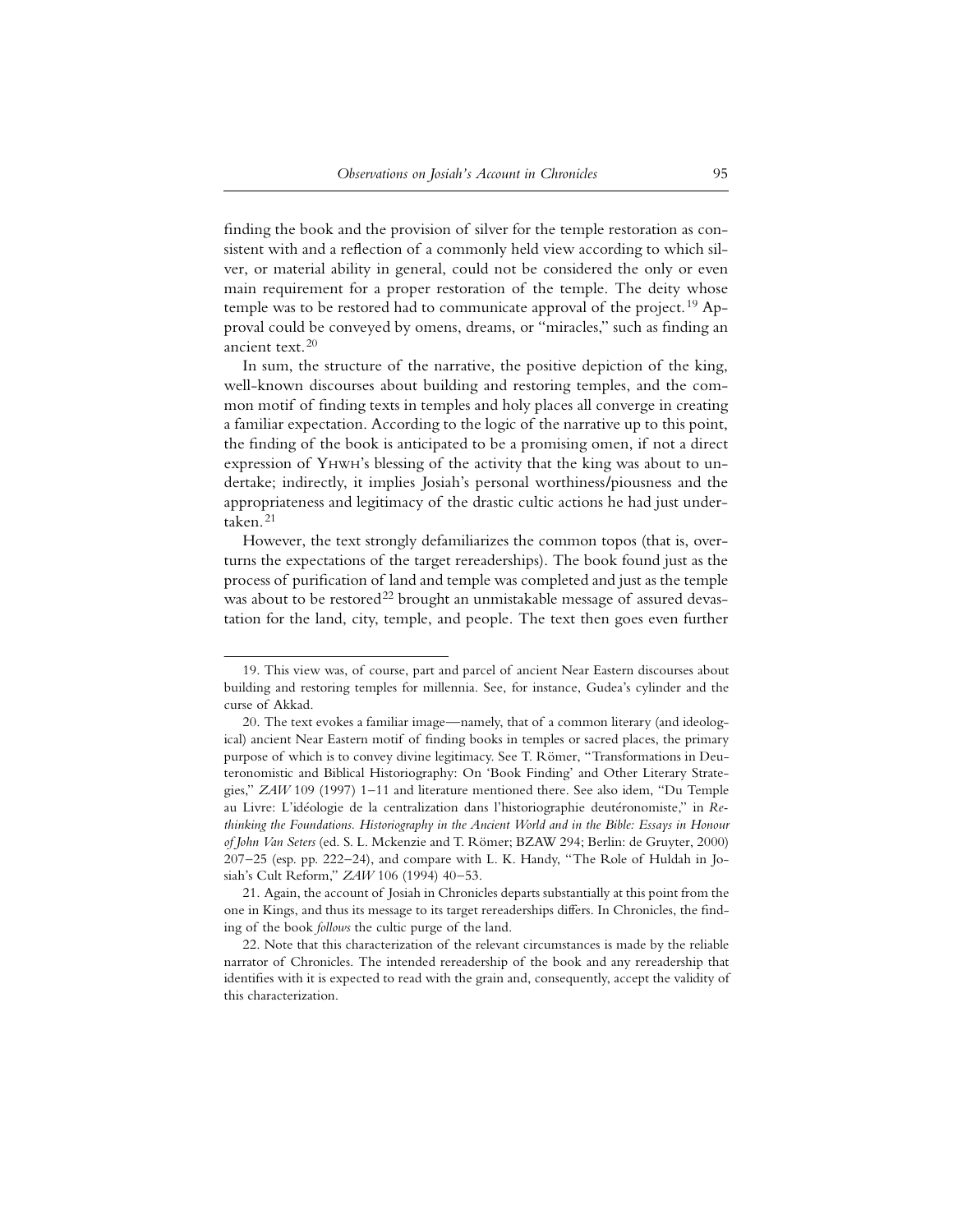finding the book and the provision of silver for the temple restoration as consistent with and a reflection of a commonly held view according to which silver, or material ability in general, could not be considered the only or even main requirement for a proper restoration of the temple. The deity whose temple was to be restored had to communicate approval of the project.[19] Approval could be conveyed by omens, dreams, or "miracles," such as finding an ancient text.[20]

In sum, the structure of the narrative, the positive depiction of the king, well-known discourses about building and restoring temples, and the common motif of finding texts in temples and holy places all converge in creating a familiar expectation. According to the logic of the narrative up to this point, the finding of the book is anticipated to be a promising omen, if not a direct expression of YHWH's blessing of the activity that the king was about to undertake; indirectly, it implies Josiah's personal worthiness/piousness and the appropriateness and legitimacy of the drastic cultic actions he had just undertaken.[21]

However, the text strongly defamiliarizes the common topos (that is, overturns the expectations of the target rereaderships). The book found just as the process of purification of land and temple was completed and just as the temple was about to be restored[22] brought an unmistakable message of assured devastation for the land, city, temple, and people. The text then goes even further

---

19. This view was, of course, part and parcel of ancient Near Eastern discourses about building and restoring temples for millennia. See, for instance, Gudea's cylinder and the curse of Akkad.

20. The text evokes a familiar image—namely, that of a common literary (and ideological) ancient Near Eastern motif of finding books in temples or sacred places, the primary purpose of which is to convey divine legitimacy. See T. Römer, "Transformations in Deuteronomistic and Biblical Historiography: On 'Book Finding' and Other Literary Strategies," *ZAW* 109 (1997) 1–11 and literature mentioned there. See also idem, "Du Temple au Livre: L'idéologie de la centralization dans l'historiographie deutéronomiste," in *Rethinking the Foundations. Historiography in the Ancient World and in the Bible: Essays in Honour of John Van Seters* (ed. S. L. Mckenzie and T. Römer; BZAW 294; Berlin: de Gruyter, 2000) 207–25 (esp. pp. 222–24), and compare with L. K. Handy, "The Role of Huldah in Josiah's Cult Reform," *ZAW* 106 (1994) 40–53.

21. Again, the account of Josiah in Chronicles departs substantially at this point from the one in Kings, and thus its message to its target rereaderships differs. In Chronicles, the finding of the book *follows* the cultic purge of the land.

22. Note that this characterization of the relevant circumstances is made by the reliable narrator of Chronicles. The intended rereadership of the book and any rereadership that identifies with it is expected to read with the grain and, consequently, accept the validity of this characterization.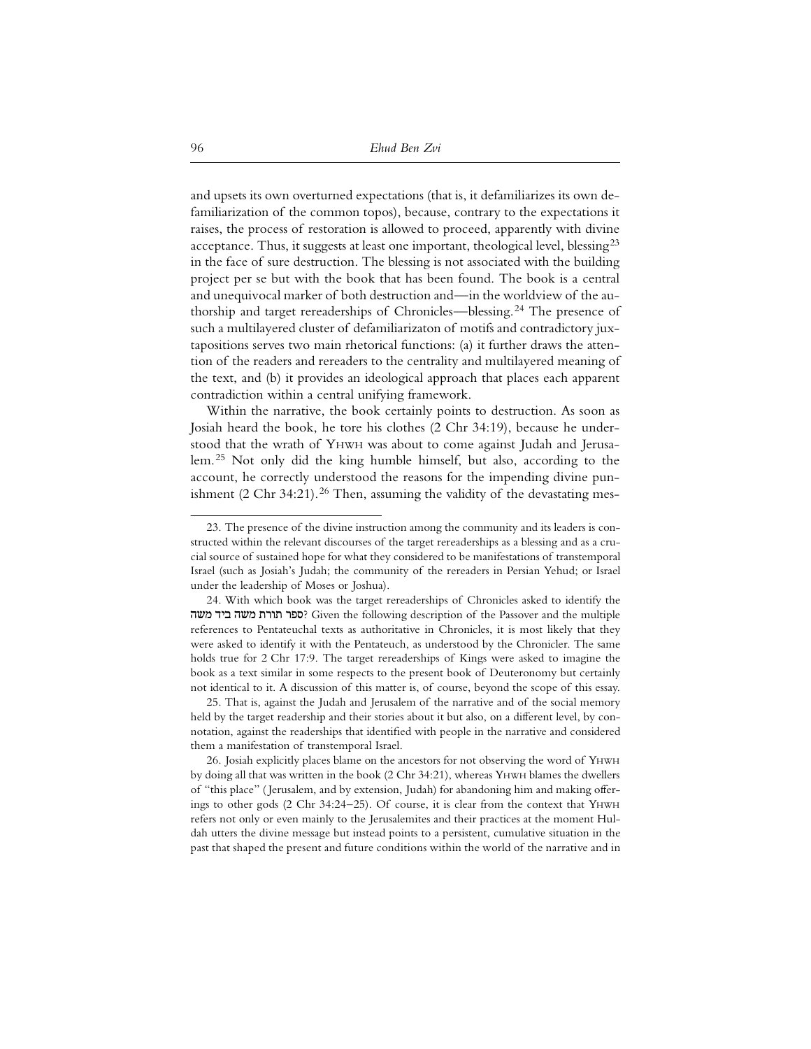and upsets its own overturned expectations (that is, it defamiliarizes its own defamiliarization of the common topos), because, contrary to the expectations it raises, the process of restoration is allowed to proceed, apparently with divine acceptance. Thus, it suggests at least one important, theological level, blessing[23] in the face of sure destruction. The blessing is not associated with the building project per se but with the book that has been found. The book is a central and unequivocal marker of both destruction and—in the worldview of the authorship and target rereaderships of Chronicles—blessing.[24] The presence of such a multilayered cluster of defamiliarizaton of motifs and contradictory juxtapositions serves two main rhetorical functions: (a) it further draws the attention of the readers and rereaders to the centrality and multilayered meaning of the text, and (b) it provides an ideological approach that places each apparent contradiction within a central unifying framework.

Within the narrative, the book certainly points to destruction. As soon as Josiah heard the book, he tore his clothes (2 Chr 34:19), because he understood that the wrath of YHWH was about to come against Judah and Jerusalem.[25] Not only did the king humble himself, but also, according to the account, he correctly understood the reasons for the impending divine punishment (2 Chr 34:21).[26] Then, assuming the validity of the devastating mes-

---

23. The presence of the divine instruction among the community and its leaders is constructed within the relevant discourses of the target rereaderships as a blessing and as a crucial source of sustained hope for what they considered to be manifestations of transtemporal Israel (such as Josiah's Judah; the community of the rereaders in Persian Yehud; or Israel under the leadership of Moses or Joshua).

24. With which book was the target rereaderships of Chronicles asked to identify the ספר תורת משה ביד משה? Given the following description of the Passover and the multiple references to Pentateuchal texts as authoritative in Chronicles, it is most likely that they were asked to identify it with the Pentateuch, as understood by the Chronicler. The same holds true for 2 Chr 17:9. The target rereaderships of Kings were asked to imagine the book as a text similar in some respects to the present book of Deuteronomy but certainly not identical to it. A discussion of this matter is, of course, beyond the scope of this essay.

25. That is, against the Judah and Jerusalem of the narrative and of the social memory held by the target readership and their stories about it but also, on a different level, by connotation, against the readerships that identified with people in the narrative and considered them a manifestation of transtemporal Israel.

26. Josiah explicitly places blame on the ancestors for not observing the word of YHWH by doing all that was written in the book (2 Chr 34:21), whereas YHWH blames the dwellers of "this place" (Jerusalem, and by extension, Judah) for abandoning him and making offerings to other gods (2 Chr 34:24–25). Of course, it is clear from the context that YHWH refers not only or even mainly to the Jerusalemites and their practices at the moment Huldah utters the divine message but instead points to a persistent, cumulative situation in the past that shaped the present and future conditions within the world of the narrative and in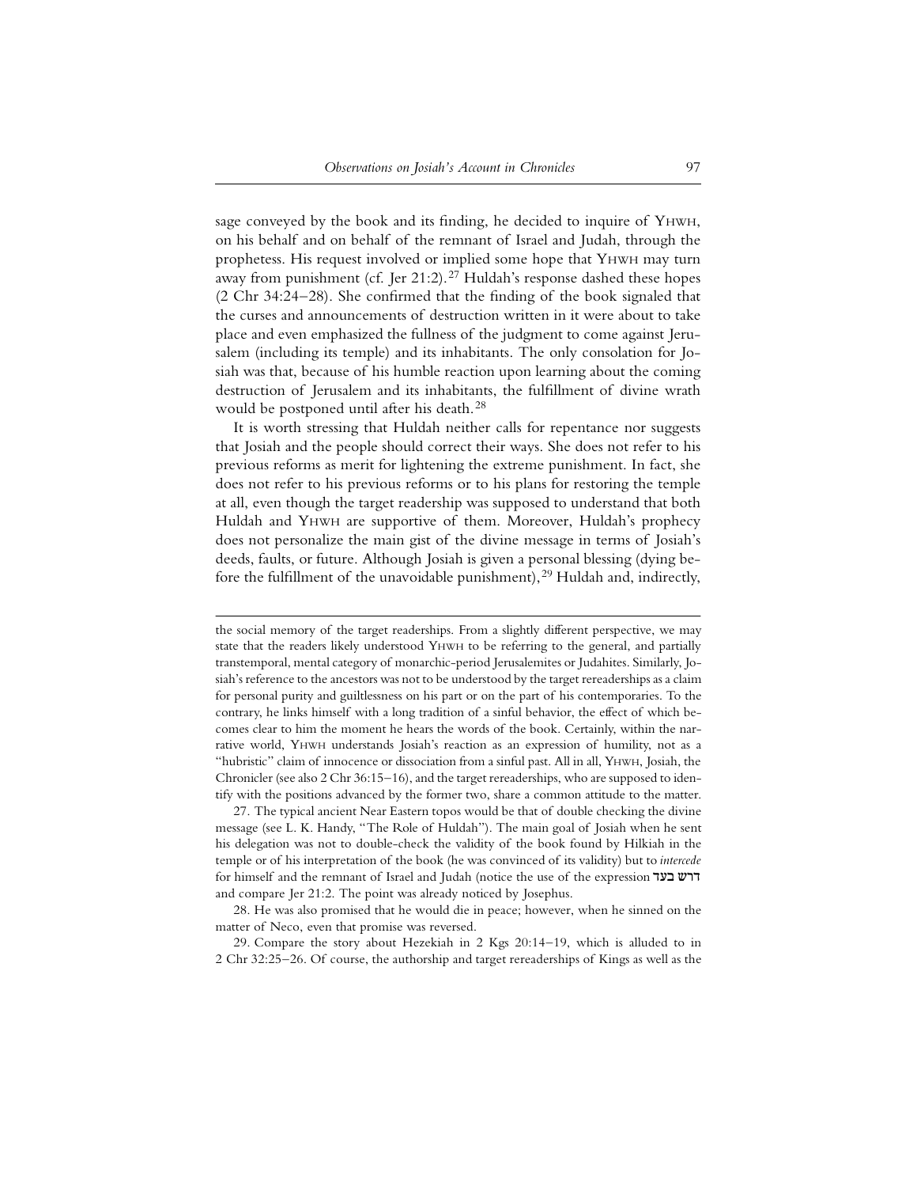sage conveyed by the book and its finding, he decided to inquire of YHWH, on his behalf and on behalf of the remnant of Israel and Judah, through the prophetess. His request involved or implied some hope that YHWH may turn away from punishment (cf. Jer 21:2).[27] Huldah's response dashed these hopes (2 Chr 34:24–28). She confirmed that the finding of the book signaled that the curses and announcements of destruction written in it were about to take place and even emphasized the fullness of the judgment to come against Jerusalem (including its temple) and its inhabitants. The only consolation for Josiah was that, because of his humble reaction upon learning about the coming destruction of Jerusalem and its inhabitants, the fulfillment of divine wrath would be postponed until after his death.[28]

It is worth stressing that Huldah neither calls for repentance nor suggests that Josiah and the people should correct their ways. She does not refer to his previous reforms as merit for lightening the extreme punishment. In fact, she does not refer to his previous reforms or to his plans for restoring the temple at all, even though the target readership was supposed to understand that both Huldah and YHWH are supportive of them. Moreover, Huldah's prophecy does not personalize the main gist of the divine message in terms of Josiah's deeds, faults, or future. Although Josiah is given a personal blessing (dying before the fulfillment of the unavoidable punishment),[29] Huldah and, indirectly,

---

the social memory of the target readerships. From a slightly different perspective, we may state that the readers likely understood YHWH to be referring to the general, and partially transtemporal, mental category of monarchic-period Jerusalemites or Judahites. Similarly, Josiah's reference to the ancestors was not to be understood by the target rereaderships as a claim for personal purity and guiltlessness on his part or on the part of his contemporaries. To the contrary, he links himself with a long tradition of a sinful behavior, the effect of which becomes clear to him the moment he hears the words of the book. Certainly, within the narrative world, YHWH understands Josiah's reaction as an expression of humility, not as a "hubristic" claim of innocence or dissociation from a sinful past. All in all, YHWH, Josiah, the Chronicler (see also 2 Chr 36:15–16), and the target rereaderships, who are supposed to identify with the positions advanced by the former two, share a common attitude to the matter.

27. The typical ancient Near Eastern topos would be that of double checking the divine message (see L. K. Handy, "The Role of Huldah"). The main goal of Josiah when he sent his delegation was not to double-check the validity of the book found by Hilkiah in the temple or of his interpretation of the book (he was convinced of its validity) but to *intercede* for himself and the remnant of Israel and Judah (notice the use of the expression דרש בעד and compare Jer 21:2. The point was already noticed by Josephus.

28. He was also promised that he would die in peace; however, when he sinned on the matter of Neco, even that promise was reversed.

29. Compare the story about Hezekiah in 2 Kgs 20:14–19, which is alluded to in 2 Chr 32:25–26. Of course, the authorship and target rereaderships of Kings as well as the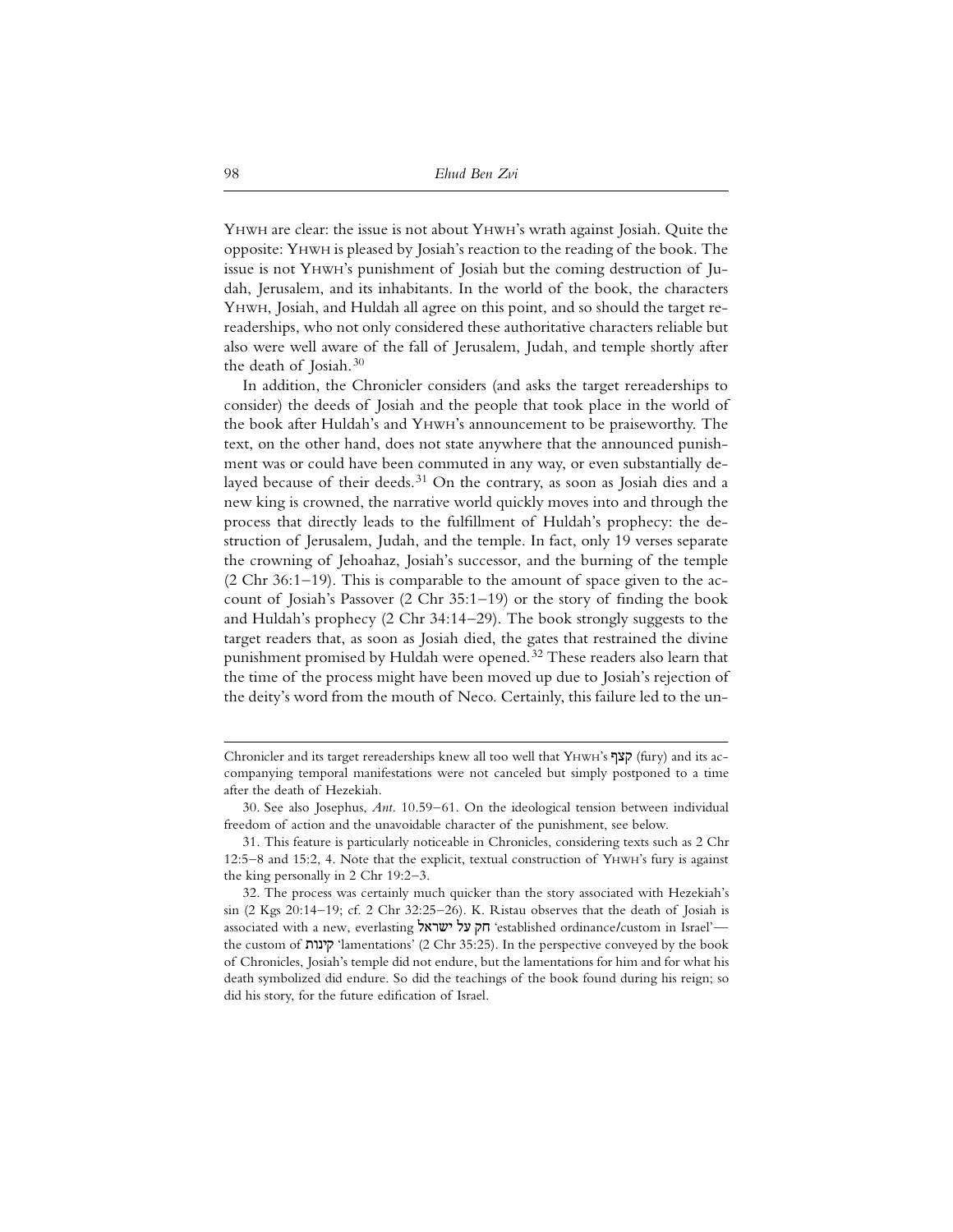YHWH are clear: the issue is not about YHWH's wrath against Josiah. Quite the opposite: YHWH is pleased by Josiah's reaction to the reading of the book. The issue is not YHWH's punishment of Josiah but the coming destruction of Judah, Jerusalem, and its inhabitants. In the world of the book, the characters YHWH, Josiah, and Huldah all agree on this point, and so should the target rereaderships, who not only considered these authoritative characters reliable but also were well aware of the fall of Jerusalem, Judah, and temple shortly after the death of Josiah.[30]

In addition, the Chronicler considers (and asks the target rereaderships to consider) the deeds of Josiah and the people that took place in the world of the book after Huldah's and YHWH's announcement to be praiseworthy. The text, on the other hand, does not state anywhere that the announced punishment was or could have been commuted in any way, or even substantially delayed because of their deeds.[31] On the contrary, as soon as Josiah dies and a new king is crowned, the narrative world quickly moves into and through the process that directly leads to the fulfillment of Huldah's prophecy: the destruction of Jerusalem, Judah, and the temple. In fact, only 19 verses separate the crowning of Jehoahaz, Josiah's successor, and the burning of the temple (2 Chr 36:1–19). This is comparable to the amount of space given to the account of Josiah's Passover (2 Chr 35:1–19) or the story of finding the book and Huldah's prophecy (2 Chr 34:14–29). The book strongly suggests to the target readers that, as soon as Josiah died, the gates that restrained the divine punishment promised by Huldah were opened.[32] These readers also learn that the time of the process might have been moved up due to Josiah's rejection of the deity's word from the mouth of Neco. Certainly, this failure led to the un-

---

Chronicler and its target rereaderships knew all too well that YHWH's קצף (fury) and its accompanying temporal manifestations were not canceled but simply postponed to a time after the death of Hezekiah.

30. See also Josephus, *Ant.* 10.59–61. On the ideological tension between individual freedom of action and the unavoidable character of the punishment, see below.

31. This feature is particularly noticeable in Chronicles, considering texts such as 2 Chr 12:5–8 and 15:2, 4. Note that the explicit, textual construction of YHWH's fury is against the king personally in 2 Chr 19:2–3.

32. The process was certainly much quicker than the story associated with Hezekiah's sin (2 Kgs 20:14–19; cf. 2 Chr 32:25–26). K. Ristau observes that the death of Josiah is associated with a new, everlasting חק על ישראל 'established ordinance/custom in Israel'—the custom of קינות 'lamentations' (2 Chr 35:25). In the perspective conveyed by the book of Chronicles, Josiah's temple did not endure, but the lamentations for him and for what his death symbolized did endure. So did the teachings of the book found during his reign; so did his story, for the future edification of Israel.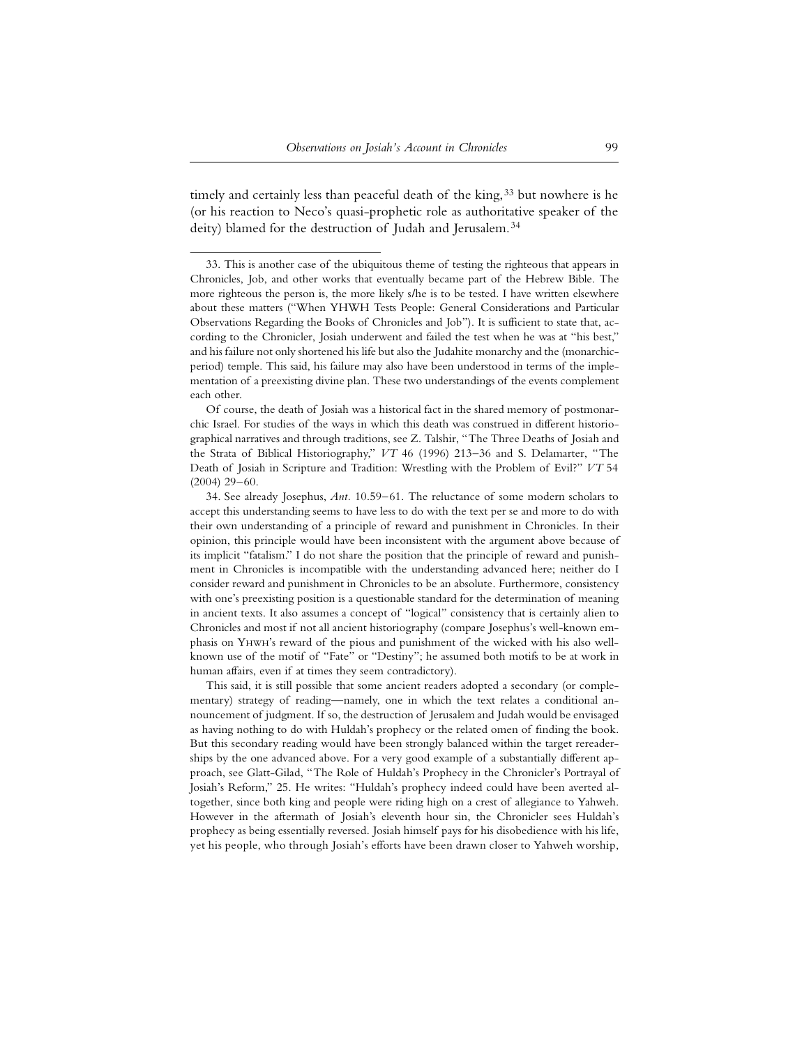timely and certainly less than peaceful death of the king,[33] but nowhere is he (or his reaction to Neco's quasi-prophetic role as authoritative speaker of the deity) blamed for the destruction of Judah and Jerusalem.[34]

---

33. This is another case of the ubiquitous theme of testing the righteous that appears in Chronicles, Job, and other works that eventually became part of the Hebrew Bible. The more righteous the person is, the more likely s/he is to be tested. I have written elsewhere about these matters ("When YHWH Tests People: General Considerations and Particular Observations Regarding the Books of Chronicles and Job"). It is sufficient to state that, according to the Chronicler, Josiah underwent and failed the test when he was at "his best," and his failure not only shortened his life but also the Judahite monarchy and the (monarchic-period) temple. This said, his failure may also have been understood in terms of the implementation of a preexisting divine plan. These two understandings of the events complement each other.

Of course, the death of Josiah was a historical fact in the shared memory of postmonarchic Israel. For studies of the ways in which this death was construed in different historiographical narratives and through traditions, see Z. Talshir, "The Three Deaths of Josiah and the Strata of Biblical Historiography," *VT* 46 (1996) 213–36 and S. Delamarter, "The Death of Josiah in Scripture and Tradition: Wrestling with the Problem of Evil?" *VT* 54 (2004) 29–60.

34. See already Josephus, *Ant.* 10.59–61. The reluctance of some modern scholars to accept this understanding seems to have less to do with the text per se and more to do with their own understanding of a principle of reward and punishment in Chronicles. In their opinion, this principle would have been inconsistent with the argument above because of its implicit "fatalism." I do not share the position that the principle of reward and punishment in Chronicles is incompatible with the understanding advanced here; neither do I consider reward and punishment in Chronicles to be an absolute. Furthermore, consistency with one's preexisting position is a questionable standard for the determination of meaning in ancient texts. It also assumes a concept of "logical" consistency that is certainly alien to Chronicles and most if not all ancient historiography (compare Josephus's well-known emphasis on YHWH's reward of the pious and punishment of the wicked with his also well-known use of the motif of "Fate" or "Destiny"; he assumed both motifs to be at work in human affairs, even if at times they seem contradictory).

This said, it is still possible that some ancient readers adopted a secondary (or complementary) strategy of reading—namely, one in which the text relates a conditional announcement of judgment. If so, the destruction of Jerusalem and Judah would be envisaged as having nothing to do with Huldah's prophecy or the related omen of finding the book. But this secondary reading would have been strongly balanced within the target rereaderships by the one advanced above. For a very good example of a substantially different approach, see Glatt-Gilad, "The Role of Huldah's Prophecy in the Chronicler's Portrayal of Josiah's Reform," 25. He writes: "Huldah's prophecy indeed could have been averted altogether, since both king and people were riding high on a crest of allegiance to Yahweh. However in the aftermath of Josiah's eleventh hour sin, the Chronicler sees Huldah's prophecy as being essentially reversed. Josiah himself pays for his disobedience with his life, yet his people, who through Josiah's efforts have been drawn closer to Yahweh worship,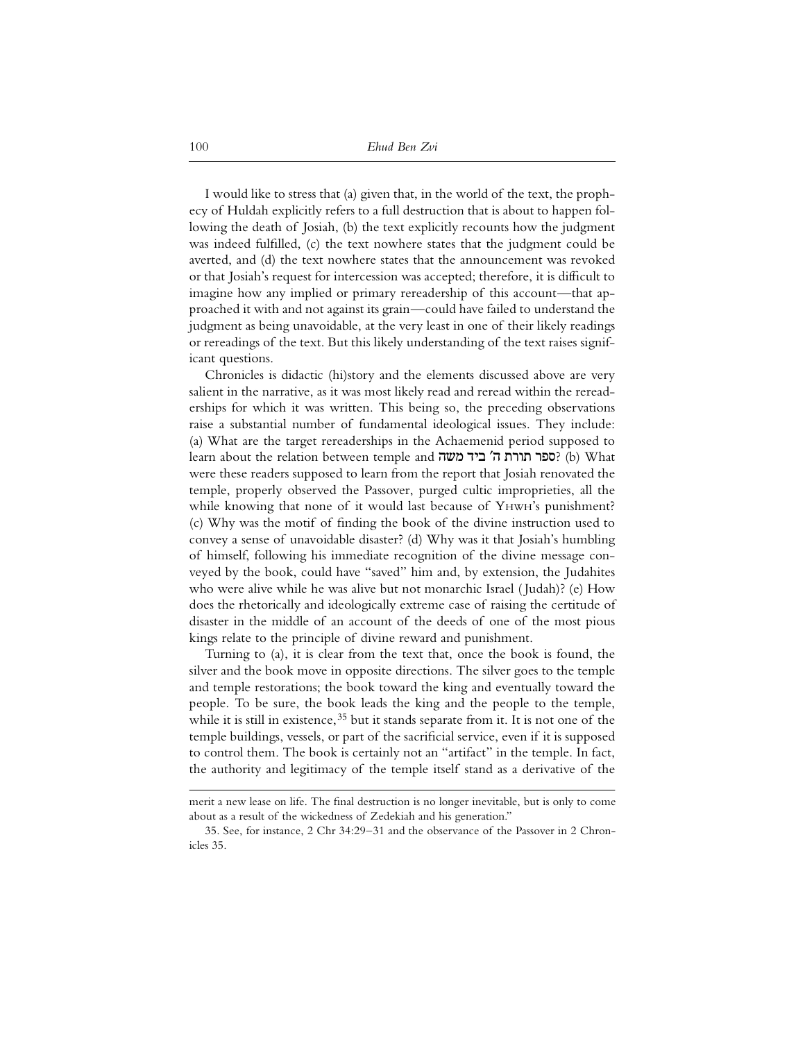I would like to stress that (a) given that, in the world of the text, the prophecy of Huldah explicitly refers to a full destruction that is about to happen following the death of Josiah, (b) the text explicitly recounts how the judgment was indeed fulfilled, (c) the text nowhere states that the judgment could be averted, and (d) the text nowhere states that the announcement was revoked or that Josiah's request for intercession was accepted; therefore, it is difficult to imagine how any implied or primary rereadership of this account—that approached it with and not against its grain—could have failed to understand the judgment as being unavoidable, at the very least in one of their likely readings or rereadings of the text. But this likely understanding of the text raises significant questions.

Chronicles is didactic (hi)story and the elements discussed above are very salient in the narrative, as it was most likely read and reread within the rereaderships for which it was written. This being so, the preceding observations raise a substantial number of fundamental ideological issues. They include: (a) What are the target rereaderships in the Achaemenid period supposed to learn about the relation between temple and ספר תורת ה׳ ביד משה? (b) What were these readers supposed to learn from the report that Josiah renovated the temple, properly observed the Passover, purged cultic improprieties, all the while knowing that none of it would last because of YHWH's punishment? (c) Why was the motif of finding the book of the divine instruction used to convey a sense of unavoidable disaster? (d) Why was it that Josiah's humbling of himself, following his immediate recognition of the divine message conveyed by the book, could have "saved" him and, by extension, the Judahites who were alive while he was alive but not monarchic Israel (Judah)? (e) How does the rhetorically and ideologically extreme case of raising the certitude of disaster in the middle of an account of the deeds of one of the most pious kings relate to the principle of divine reward and punishment.

Turning to (a), it is clear from the text that, once the book is found, the silver and the book move in opposite directions. The silver goes to the temple and temple restorations; the book toward the king and eventually toward the people. To be sure, the book leads the king and the people to the temple, while it is still in existence,[35] but it stands separate from it. It is not one of the temple buildings, vessels, or part of the sacrificial service, even if it is supposed to control them. The book is certainly not an "artifact" in the temple. In fact, the authority and legitimacy of the temple itself stand as a derivative of the

---

merit a new lease on life. The final destruction is no longer inevitable, but is only to come about as a result of the wickedness of Zedekiah and his generation."

35. See, for instance, 2 Chr 34:29–31 and the observance of the Passover in 2 Chronicles 35.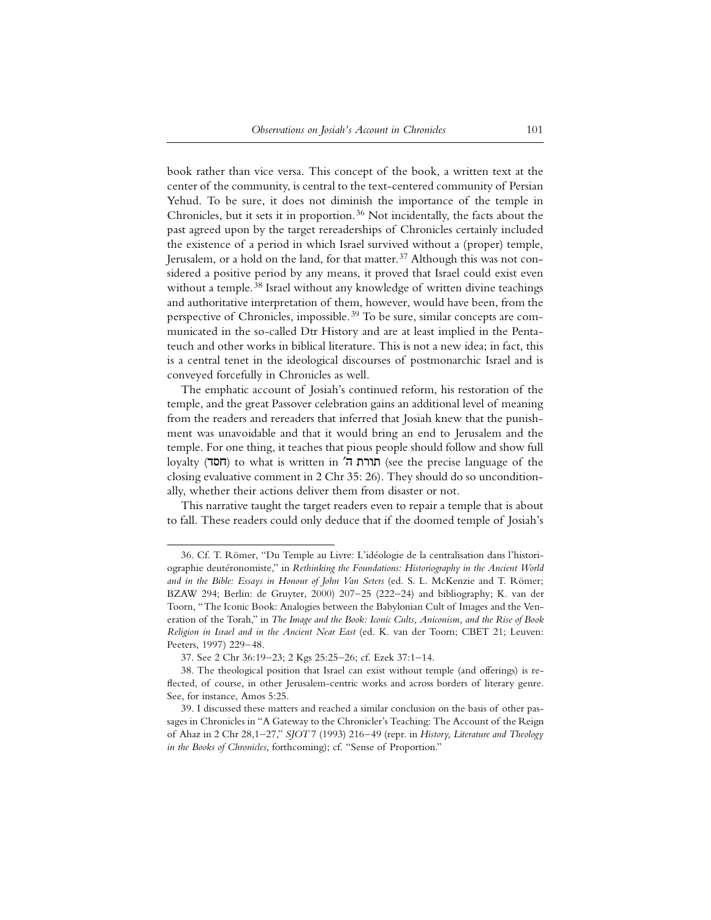book rather than vice versa. This concept of the book, a written text at the center of the community, is central to the text-centered community of Persian Yehud. To be sure, it does not diminish the importance of the temple in Chronicles, but it sets it in proportion.[36] Not incidentally, the facts about the past agreed upon by the target rereaderships of Chronicles certainly included the existence of a period in which Israel survived without a (proper) temple, Jerusalem, or a hold on the land, for that matter.[37] Although this was not considered a positive period by any means, it proved that Israel could exist even without a temple.[38] Israel without any knowledge of written divine teachings and authoritative interpretation of them, however, would have been, from the perspective of Chronicles, impossible.[39] To be sure, similar concepts are communicated in the so-called Dtr History and are at least implied in the Pentateuch and other works in biblical literature. This is not a new idea; in fact, this is a central tenet in the ideological discourses of postmonarchic Israel and is conveyed forcefully in Chronicles as well.

The emphatic account of Josiah's continued reform, his restoration of the temple, and the great Passover celebration gains an additional level of meaning from the readers and rereaders that inferred that Josiah knew that the punishment was unavoidable and that it would bring an end to Jerusalem and the temple. For one thing, it teaches that pious people should follow and show full loyalty (חסד) to what is written in תורת ה׳ (see the precise language of the closing evaluative comment in 2 Chr 35: 26). They should do so unconditionally, whether their actions deliver them from disaster or not.

This narrative taught the target readers even to repair a temple that is about to fall. These readers could only deduce that if the doomed temple of Josiah's

---

36. Cf. T. Römer, "Du Temple au Livre: L'idéologie de la centralisation dans l'historiographie deutéronomiste," in *Rethinking the Foundations: Historiography in the Ancient World and in the Bible: Essays in Honour of John Van Seters* (ed. S. L. McKenzie and T. Römer; BZAW 294; Berlin: de Gruyter, 2000) 207–25 (222–24) and bibliography; K. van der Toorn, "The Iconic Book: Analogies between the Babylonian Cult of Images and the Veneration of the Torah," in *The Image and the Book: Iconic Cults, Aniconism, and the Rise of Book Religion in Israel and in the Ancient Near East* (ed. K. van der Toorn; CBET 21; Leuven: Peeters, 1997) 229–48.

37. See 2 Chr 36:19–23; 2 Kgs 25:25–26; cf. Ezek 37:1–14.

38. The theological position that Israel can exist without temple (and offerings) is reflected, of course, in other Jerusalem-centric works and across borders of literary genre. See, for instance, Amos 5:25.

39. I discussed these matters and reached a similar conclusion on the basis of other passages in Chronicles in "A Gateway to the Chronicler's Teaching: The Account of the Reign of Ahaz in 2 Chr 28,1–27," *SJOT* 7 (1993) 216–49 (repr. in *History, Literature and Theology in the Books of Chronicles*, forthcoming); cf. "Sense of Proportion."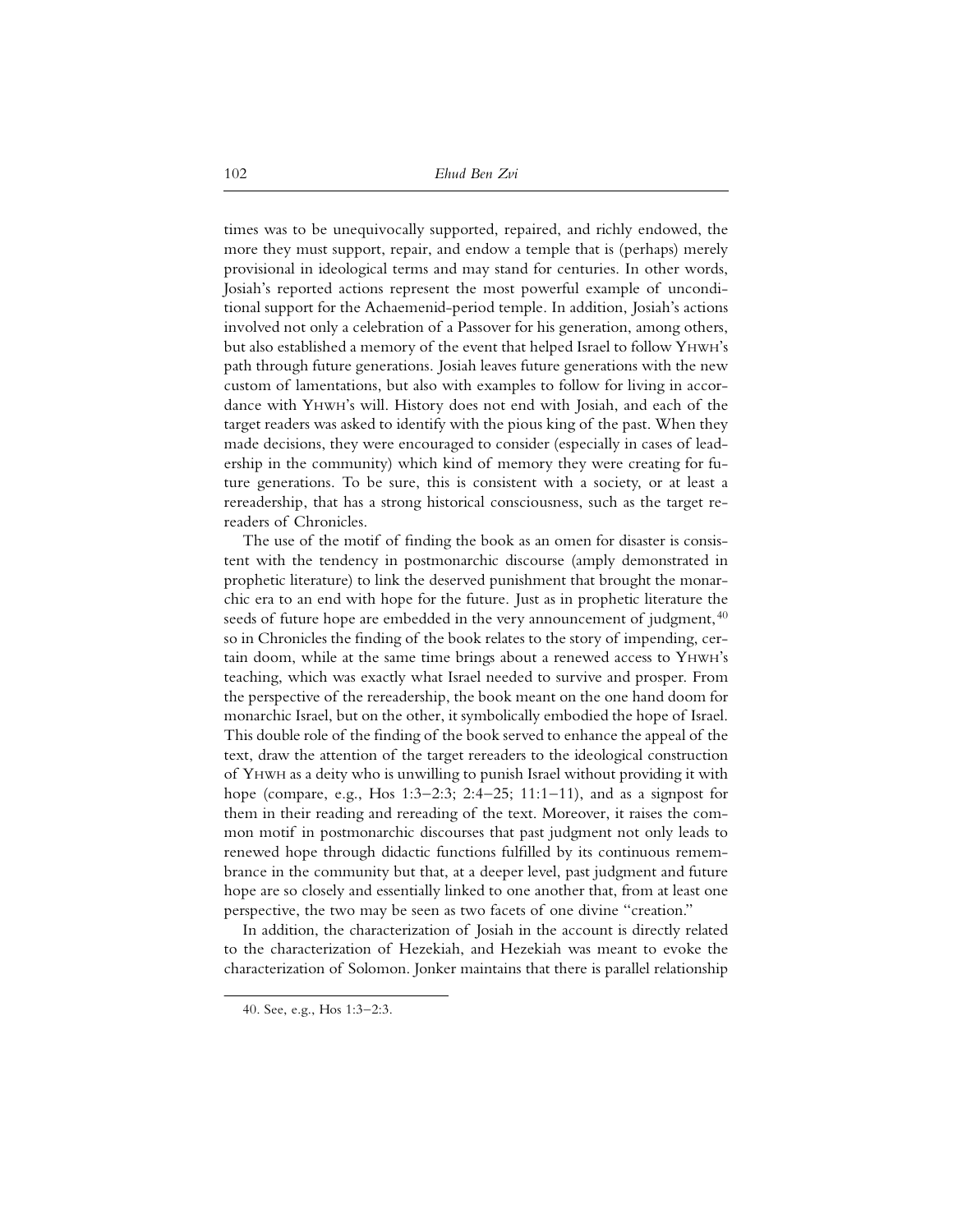times was to be unequivocally supported, repaired, and richly endowed, the more they must support, repair, and endow a temple that is (perhaps) merely provisional in ideological terms and may stand for centuries. In other words, Josiah's reported actions represent the most powerful example of unconditional support for the Achaemenid-period temple. In addition, Josiah's actions involved not only a celebration of a Passover for his generation, among others, but also established a memory of the event that helped Israel to follow YHWH's path through future generations. Josiah leaves future generations with the new custom of lamentations, but also with examples to follow for living in accordance with YHWH's will. History does not end with Josiah, and each of the target readers was asked to identify with the pious king of the past. When they made decisions, they were encouraged to consider (especially in cases of leadership in the community) which kind of memory they were creating for future generations. To be sure, this is consistent with a society, or at least a rereadership, that has a strong historical consciousness, such as the target rereaders of Chronicles.

The use of the motif of finding the book as an omen for disaster is consistent with the tendency in postmonarchic discourse (amply demonstrated in prophetic literature) to link the deserved punishment that brought the monarchic era to an end with hope for the future. Just as in prophetic literature the seeds of future hope are embedded in the very announcement of judgment,[40] so in Chronicles the finding of the book relates to the story of impending, certain doom, while at the same time brings about a renewed access to YHWH's teaching, which was exactly what Israel needed to survive and prosper. From the perspective of the rereadership, the book meant on the one hand doom for monarchic Israel, but on the other, it symbolically embodied the hope of Israel. This double role of the finding of the book served to enhance the appeal of the text, draw the attention of the target rereaders to the ideological construction of YHWH as a deity who is unwilling to punish Israel without providing it with hope (compare, e.g., Hos 1:3–2:3; 2:4–25; 11:1–11), and as a signpost for them in their reading and rereading of the text. Moreover, it raises the common motif in postmonarchic discourses that past judgment not only leads to renewed hope through didactic functions fulfilled by its continuous remembrance in the community but that, at a deeper level, past judgment and future hope are so closely and essentially linked to one another that, from at least one perspective, the two may be seen as two facets of one divine "creation."

In addition, the characterization of Josiah in the account is directly related to the characterization of Hezekiah, and Hezekiah was meant to evoke the characterization of Solomon. Jonker maintains that there is parallel relationship

40. See, e.g., Hos 1:3–2:3.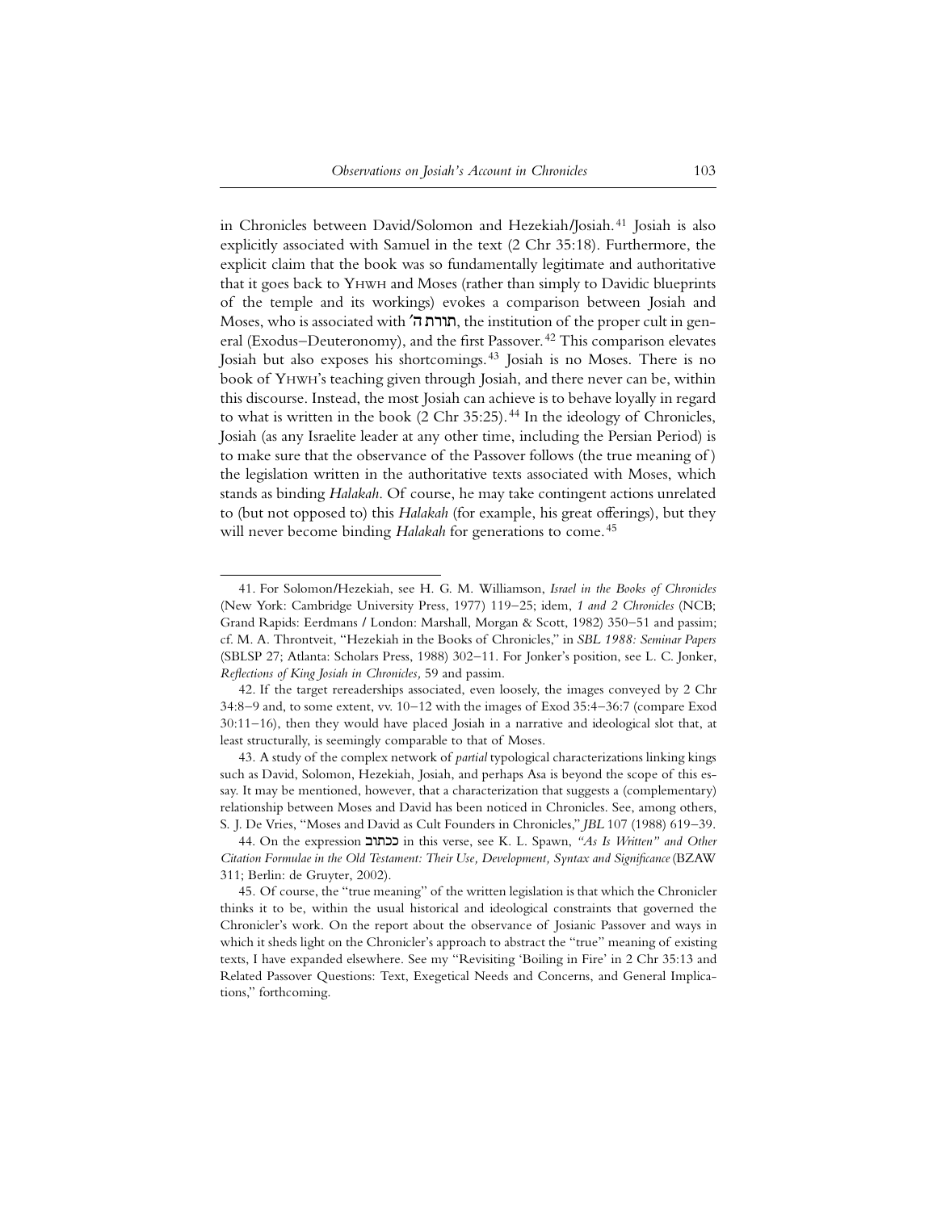in Chronicles between David/Solomon and Hezekiah/Josiah.[41] Josiah is also explicitly associated with Samuel in the text (2 Chr 35:18). Furthermore, the explicit claim that the book was so fundamentally legitimate and authoritative that it goes back to YHWH and Moses (rather than simply to Davidic blueprints of the temple and its workings) evokes a comparison between Josiah and Moses, who is associated with תורת ה׳, the institution of the proper cult in general (Exodus–Deuteronomy), and the first Passover.[42] This comparison elevates Josiah but also exposes his shortcomings.[43] Josiah is no Moses. There is no book of YHWH's teaching given through Josiah, and there never can be, within this discourse. Instead, the most Josiah can achieve is to behave loyally in regard to what is written in the book (2 Chr 35:25).[44] In the ideology of Chronicles, Josiah (as any Israelite leader at any other time, including the Persian Period) is to make sure that the observance of the Passover follows (the true meaning of) the legislation written in the authoritative texts associated with Moses, which stands as binding *Halakah*. Of course, he may take contingent actions unrelated to (but not opposed to) this *Halakah* (for example, his great offerings), but they will never become binding *Halakah* for generations to come.[45]

---

41. For Solomon/Hezekiah, see H. G. M. Williamson, *Israel in the Books of Chronicles* (New York: Cambridge University Press, 1977) 119–25; idem, *1 and 2 Chronicles* (NCB; Grand Rapids: Eerdmans / London: Marshall, Morgan & Scott, 1982) 350–51 and passim; cf. M. A. Throntveit, "Hezekiah in the Books of Chronicles," in *SBL 1988: Seminar Papers* (SBLSP 27; Atlanta: Scholars Press, 1988) 302–11. For Jonker's position, see L. C. Jonker, *Reflections of King Josiah in Chronicles,* 59 and passim.

42. If the target rereaderships associated, even loosely, the images conveyed by 2 Chr 34:8–9 and, to some extent, vv. 10–12 with the images of Exod 35:4–36:7 (compare Exod 30:11–16), then they would have placed Josiah in a narrative and ideological slot that, at least structurally, is seemingly comparable to that of Moses.

43. A study of the complex network of *partial* typological characterizations linking kings such as David, Solomon, Hezekiah, Josiah, and perhaps Asa is beyond the scope of this essay. It may be mentioned, however, that a characterization that suggests a (complementary) relationship between Moses and David has been noticed in Chronicles. See, among others, S. J. De Vries, "Moses and David as Cult Founders in Chronicles," *JBL* 107 (1988) 619–39.

44. On the expression ככתוב in this verse, see K. L. Spawn, *"As Is Written" and Other Citation Formulae in the Old Testament: Their Use, Development, Syntax and Significance* (BZAW 311; Berlin: de Gruyter, 2002).

45. Of course, the "true meaning" of the written legislation is that which the Chronicler thinks it to be, within the usual historical and ideological constraints that governed the Chronicler's work. On the report about the observance of Josianic Passover and ways in which it sheds light on the Chronicler's approach to abstract the "true" meaning of existing texts, I have expanded elsewhere. See my "Revisiting 'Boiling in Fire' in 2 Chr 35:13 and Related Passover Questions: Text, Exegetical Needs and Concerns, and General Implications," forthcoming.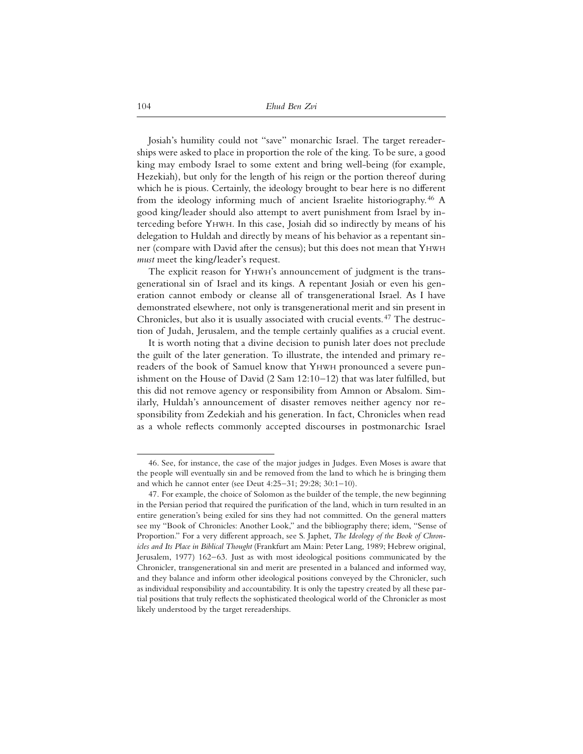Josiah's humility could not "save" monarchic Israel. The target rereaderships were asked to place in proportion the role of the king. To be sure, a good king may embody Israel to some extent and bring well-being (for example, Hezekiah), but only for the length of his reign or the portion thereof during which he is pious. Certainly, the ideology brought to bear here is no different from the ideology informing much of ancient Israelite historiography.[46] A good king/leader should also attempt to avert punishment from Israel by interceding before YHWH. In this case, Josiah did so indirectly by means of his delegation to Huldah and directly by means of his behavior as a repentant sinner (compare with David after the census); but this does not mean that YHWH *must* meet the king/leader's request.

The explicit reason for YHWH's announcement of judgment is the transgenerational sin of Israel and its kings. A repentant Josiah or even his generation cannot embody or cleanse all of transgenerational Israel. As I have demonstrated elsewhere, not only is transgenerational merit and sin present in Chronicles, but also it is usually associated with crucial events.[47] The destruction of Judah, Jerusalem, and the temple certainly qualifies as a crucial event.

It is worth noting that a divine decision to punish later does not preclude the guilt of the later generation. To illustrate, the intended and primary rereaders of the book of Samuel know that YHWH pronounced a severe punishment on the House of David (2 Sam 12:10–12) that was later fulfilled, but this did not remove agency or responsibility from Amnon or Absalom. Similarly, Huldah's announcement of disaster removes neither agency nor responsibility from Zedekiah and his generation. In fact, Chronicles when read as a whole reflects commonly accepted discourses in postmonarchic Israel

---

46. See, for instance, the case of the major judges in Judges. Even Moses is aware that the people will eventually sin and be removed from the land to which he is bringing them and which he cannot enter (see Deut 4:25–31; 29:28; 30:1–10).

47. For example, the choice of Solomon as the builder of the temple, the new beginning in the Persian period that required the purification of the land, which in turn resulted in an entire generation's being exiled for sins they had not committed. On the general matters see my "Book of Chronicles: Another Look," and the bibliography there; idem, "Sense of Proportion." For a very different approach, see S. Japhet, *The Ideology of the Book of Chronicles and Its Place in Biblical Thought* (Frankfurt am Main: Peter Lang, 1989; Hebrew original, Jerusalem, 1977) 162–63. Just as with most ideological positions communicated by the Chronicler, transgenerational sin and merit are presented in a balanced and informed way, and they balance and inform other ideological positions conveyed by the Chronicler, such as individual responsibility and accountability. It is only the tapestry created by all these partial positions that truly reflects the sophisticated theological world of the Chronicler as most likely understood by the target rereaderships.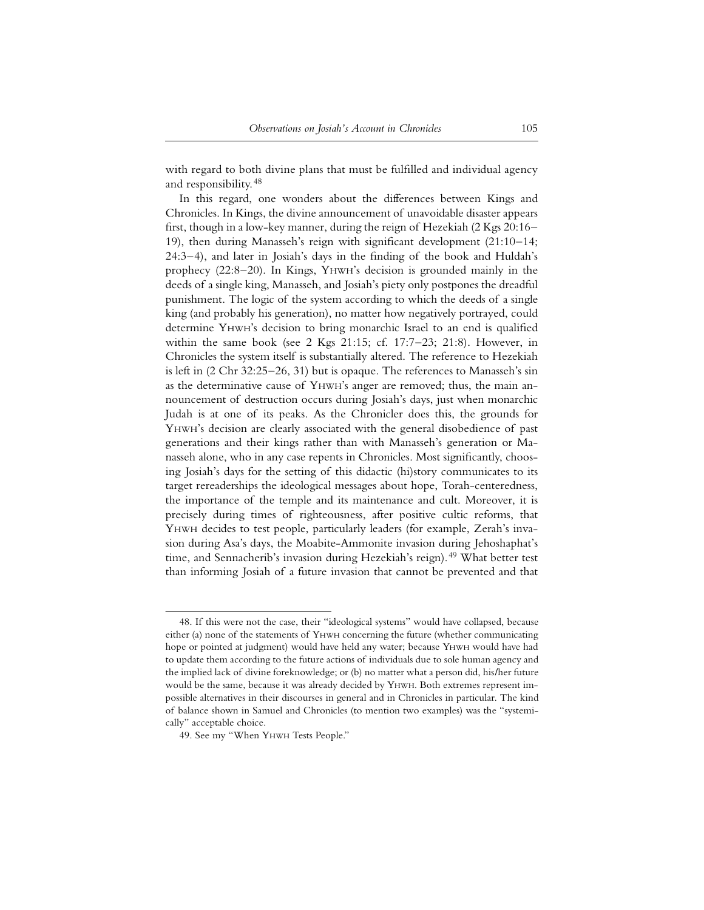with regard to both divine plans that must be fulfilled and individual agency and responsibility.[48]

In this regard, one wonders about the differences between Kings and Chronicles. In Kings, the divine announcement of unavoidable disaster appears first, though in a low-key manner, during the reign of Hezekiah (2 Kgs 20:16–19), then during Manasseh's reign with significant development (21:10–14; 24:3–4), and later in Josiah's days in the finding of the book and Huldah's prophecy (22:8–20). In Kings, YHWH's decision is grounded mainly in the deeds of a single king, Manasseh, and Josiah's piety only postpones the dreadful punishment. The logic of the system according to which the deeds of a single king (and probably his generation), no matter how negatively portrayed, could determine YHWH's decision to bring monarchic Israel to an end is qualified within the same book (see 2 Kgs 21:15; cf. 17:7–23; 21:8). However, in Chronicles the system itself is substantially altered. The reference to Hezekiah is left in (2 Chr 32:25–26, 31) but is opaque. The references to Manasseh's sin as the determinative cause of YHWH's anger are removed; thus, the main announcement of destruction occurs during Josiah's days, just when monarchic Judah is at one of its peaks. As the Chronicler does this, the grounds for YHWH's decision are clearly associated with the general disobedience of past generations and their kings rather than with Manasseh's generation or Manasseh alone, who in any case repents in Chronicles. Most significantly, choosing Josiah's days for the setting of this didactic (hi)story communicates to its target rereaderships the ideological messages about hope, Torah-centeredness, the importance of the temple and its maintenance and cult. Moreover, it is precisely during times of righteousness, after positive cultic reforms, that YHWH decides to test people, particularly leaders (for example, Zerah's invasion during Asa's days, the Moabite-Ammonite invasion during Jehoshaphat's time, and Sennacherib's invasion during Hezekiah's reign).[49] What better test than informing Josiah of a future invasion that cannot be prevented and that

---

48. If this were not the case, their "ideological systems" would have collapsed, because either (a) none of the statements of YHWH concerning the future (whether communicating hope or pointed at judgment) would have held any water; because YHWH would have had to update them according to the future actions of individuals due to sole human agency and the implied lack of divine foreknowledge; or (b) no matter what a person did, his/her future would be the same, because it was already decided by YHWH. Both extremes represent impossible alternatives in their discourses in general and in Chronicles in particular. The kind of balance shown in Samuel and Chronicles (to mention two examples) was the "systemically" acceptable choice.

49. See my "When YHWH Tests People."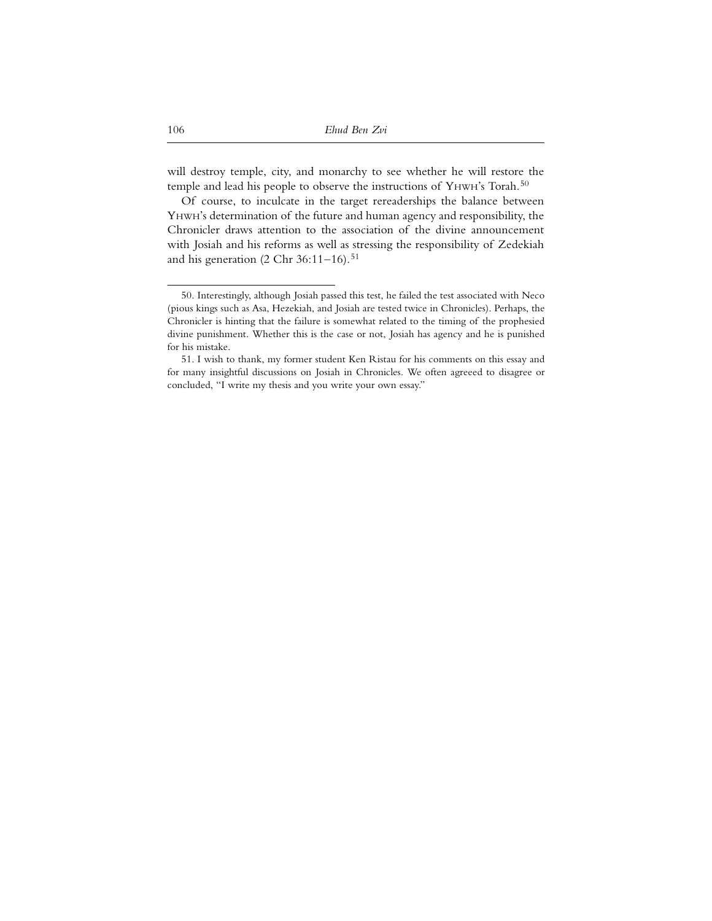will destroy temple, city, and monarchy to see whether he will restore the temple and lead his people to observe the instructions of YHWH's Torah.[50]

Of course, to inculcate in the target rereaderships the balance between YHWH's determination of the future and human agency and responsibility, the Chronicler draws attention to the association of the divine announcement with Josiah and his reforms as well as stressing the responsibility of Zedekiah and his generation (2 Chr 36:11–16).[51]

---

50. Interestingly, although Josiah passed this test, he failed the test associated with Neco (pious kings such as Asa, Hezekiah, and Josiah are tested twice in Chronicles). Perhaps, the Chronicler is hinting that the failure is somewhat related to the timing of the prophesied divine punishment. Whether this is the case or not, Josiah has agency and he is punished for his mistake.

51. I wish to thank, my former student Ken Ristau for his comments on this essay and for many insightful discussions on Josiah in Chronicles. We often agreeed to disagree or concluded, "I write my thesis and you write your own essay."